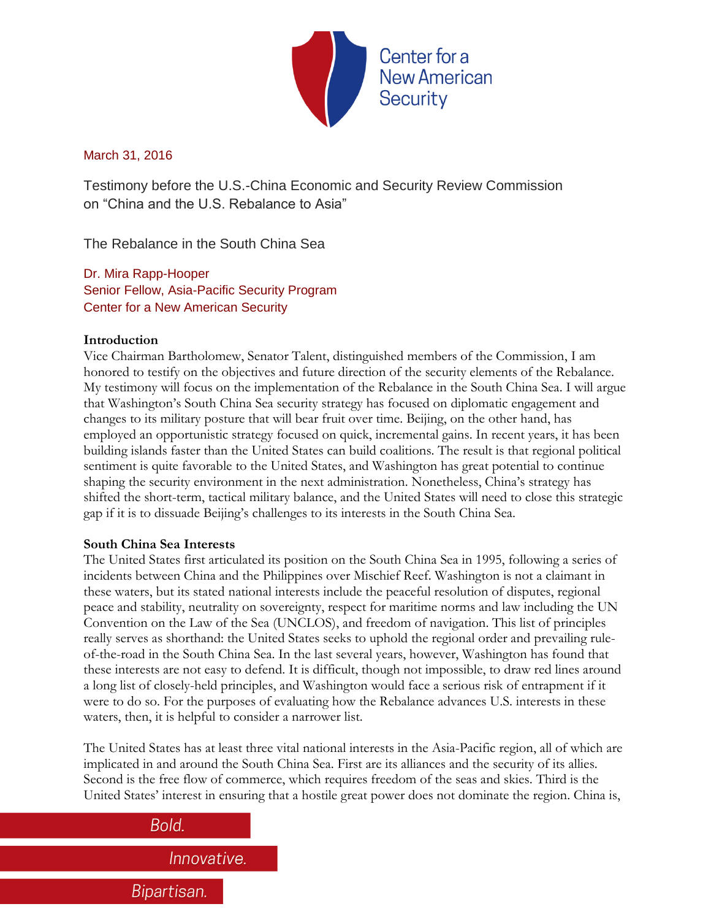Center for a New American Security

March 31, 2016

Testimony before the U.S.-China Economic and Security Review Commission on "China and the U.S. Rebalance to Asia"

# The Rebalance in the South China Sea

Dr. Mira Rapp-Hooper
Senior Fellow, Asia-Pacific Security Program
Center for a New American Security

## Introduction

Vice Chairman Bartholomew, Senator Talent, distinguished members of the Commission, I am honored to testify on the objectives and future direction of the security elements of the Rebalance. My testimony will focus on the implementation of the Rebalance in the South China Sea. I will argue that Washington's South China Sea security strategy has focused on diplomatic engagement and changes to its military posture that will bear fruit over time. Beijing, on the other hand, has employed an opportunistic strategy focused on quick, incremental gains. In recent years, it has been building islands faster than the United States can build coalitions. The result is that regional political sentiment is quite favorable to the United States, and Washington has great potential to continue shaping the security environment in the next administration. Nonetheless, China's strategy has shifted the short-term, tactical military balance, and the United States will need to close this strategic gap if it is to dissuade Beijing's challenges to its interests in the South China Sea.

## South China Sea Interests

The United States first articulated its position on the South China Sea in 1995, following a series of incidents between China and the Philippines over Mischief Reef. Washington is not a claimant in these waters, but its stated national interests include the peaceful resolution of disputes, regional peace and stability, neutrality on sovereignty, respect for maritime norms and law including the UN Convention on the Law of the Sea (UNCLOS), and freedom of navigation. This list of principles really serves as shorthand: the United States seeks to uphold the regional order and prevailing rule-of-the-road in the South China Sea. In the last several years, however, Washington has found that these interests are not easy to defend. It is difficult, though not impossible, to draw red lines around a long list of closely-held principles, and Washington would face a serious risk of entrapment if it were to do so. For the purposes of evaluating how the Rebalance advances U.S. interests in these waters, then, it is helpful to consider a narrower list.

The United States has at least three vital national interests in the Asia-Pacific region, all of which are implicated in and around the South China Sea. First are its alliances and the security of its allies. Second is the free flow of commerce, which requires freedom of the seas and skies. Third is the United States' interest in ensuring that a hostile great power does not dominate the region. China is,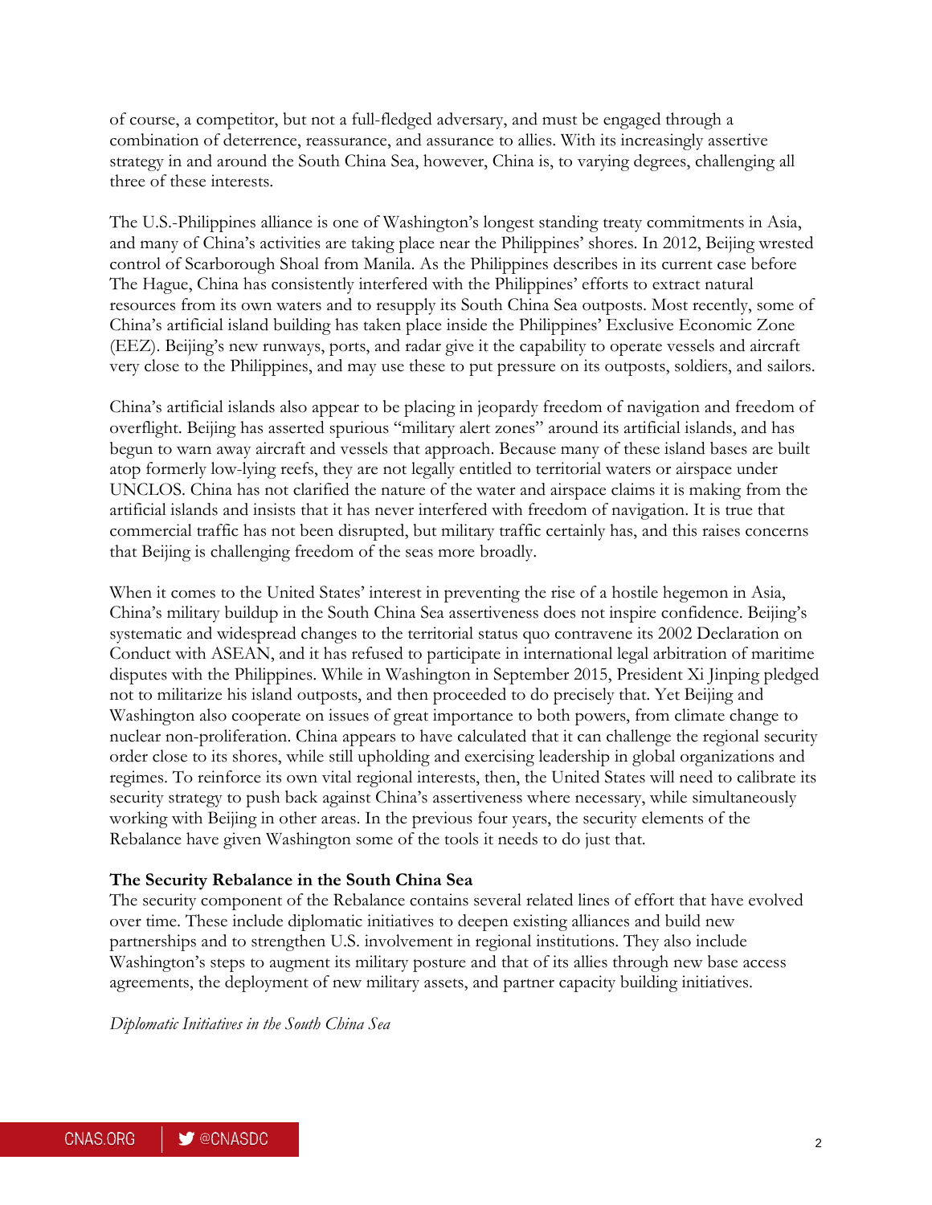of course, a competitor, but not a full-fledged adversary, and must be engaged through a combination of deterrence, reassurance, and assurance to allies. With its increasingly assertive strategy in and around the South China Sea, however, China is, to varying degrees, challenging all three of these interests.

The U.S.-Philippines alliance is one of Washington's longest standing treaty commitments in Asia, and many of China's activities are taking place near the Philippines' shores. In 2012, Beijing wrested control of Scarborough Shoal from Manila. As the Philippines describes in its current case before The Hague, China has consistently interfered with the Philippines' efforts to extract natural resources from its own waters and to resupply its South China Sea outposts. Most recently, some of China's artificial island building has taken place inside the Philippines' Exclusive Economic Zone (EEZ). Beijing's new runways, ports, and radar give it the capability to operate vessels and aircraft very close to the Philippines, and may use these to put pressure on its outposts, soldiers, and sailors.

China's artificial islands also appear to be placing in jeopardy freedom of navigation and freedom of overflight. Beijing has asserted spurious "military alert zones" around its artificial islands, and has begun to warn away aircraft and vessels that approach. Because many of these island bases are built atop formerly low-lying reefs, they are not legally entitled to territorial waters or airspace under UNCLOS. China has not clarified the nature of the water and airspace claims it is making from the artificial islands and insists that it has never interfered with freedom of navigation. It is true that commercial traffic has not been disrupted, but military traffic certainly has, and this raises concerns that Beijing is challenging freedom of the seas more broadly.

When it comes to the United States' interest in preventing the rise of a hostile hegemon in Asia, China's military buildup in the South China Sea assertiveness does not inspire confidence. Beijing's systematic and widespread changes to the territorial status quo contravene its 2002 Declaration on Conduct with ASEAN, and it has refused to participate in international legal arbitration of maritime disputes with the Philippines. While in Washington in September 2015, President Xi Jinping pledged not to militarize his island outposts, and then proceeded to do precisely that. Yet Beijing and Washington also cooperate on issues of great importance to both powers, from climate change to nuclear non-proliferation. China appears to have calculated that it can challenge the regional security order close to its shores, while still upholding and exercising leadership in global organizations and regimes. To reinforce its own vital regional interests, then, the United States will need to calibrate its security strategy to push back against China's assertiveness where necessary, while simultaneously working with Beijing in other areas. In the previous four years, the security elements of the Rebalance have given Washington some of the tools it needs to do just that.

**The Security Rebalance in the South China Sea**

The security component of the Rebalance contains several related lines of effort that have evolved over time. These include diplomatic initiatives to deepen existing alliances and build new partnerships and to strengthen U.S. involvement in regional institutions. They also include Washington's steps to augment its military posture and that of its allies through new base access agreements, the deployment of new military assets, and partner capacity building initiatives.

*Diplomatic Initiatives in the South China Sea*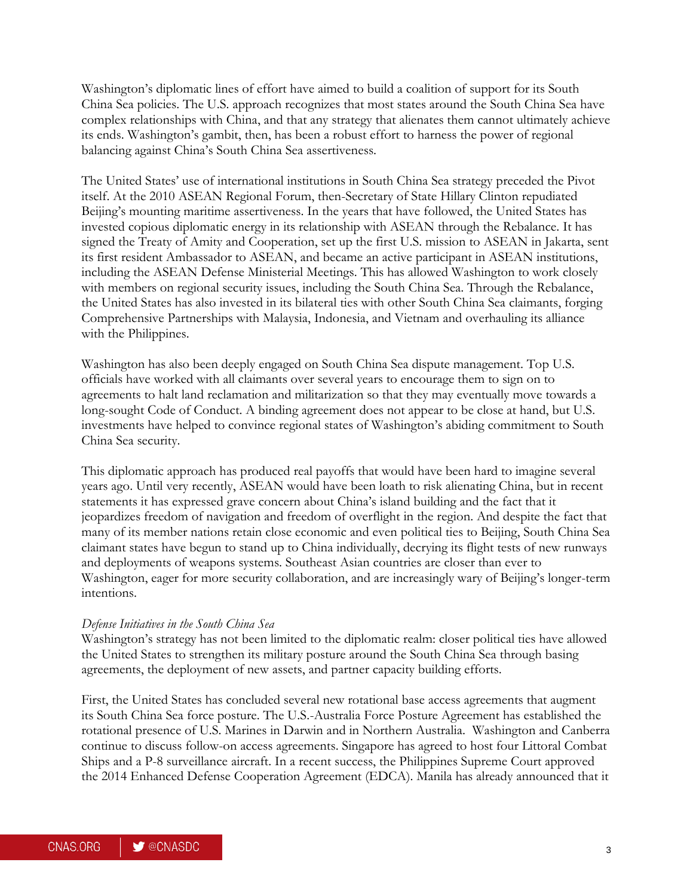Washington's diplomatic lines of effort have aimed to build a coalition of support for its South China Sea policies. The U.S. approach recognizes that most states around the South China Sea have complex relationships with China, and that any strategy that alienates them cannot ultimately achieve its ends. Washington's gambit, then, has been a robust effort to harness the power of regional balancing against China's South China Sea assertiveness.

The United States' use of international institutions in South China Sea strategy preceded the Pivot itself. At the 2010 ASEAN Regional Forum, then-Secretary of State Hillary Clinton repudiated Beijing's mounting maritime assertiveness. In the years that have followed, the United States has invested copious diplomatic energy in its relationship with ASEAN through the Rebalance. It has signed the Treaty of Amity and Cooperation, set up the first U.S. mission to ASEAN in Jakarta, sent its first resident Ambassador to ASEAN, and became an active participant in ASEAN institutions, including the ASEAN Defense Ministerial Meetings. This has allowed Washington to work closely with members on regional security issues, including the South China Sea. Through the Rebalance, the United States has also invested in its bilateral ties with other South China Sea claimants, forging Comprehensive Partnerships with Malaysia, Indonesia, and Vietnam and overhauling its alliance with the Philippines.

Washington has also been deeply engaged on South China Sea dispute management. Top U.S. officials have worked with all claimants over several years to encourage them to sign on to agreements to halt land reclamation and militarization so that they may eventually move towards a long-sought Code of Conduct. A binding agreement does not appear to be close at hand, but U.S. investments have helped to convince regional states of Washington's abiding commitment to South China Sea security.

This diplomatic approach has produced real payoffs that would have been hard to imagine several years ago. Until very recently, ASEAN would have been loath to risk alienating China, but in recent statements it has expressed grave concern about China's island building and the fact that it jeopardizes freedom of navigation and freedom of overflight in the region. And despite the fact that many of its member nations retain close economic and even political ties to Beijing, South China Sea claimant states have begun to stand up to China individually, decrying its flight tests of new runways and deployments of weapons systems. Southeast Asian countries are closer than ever to Washington, eager for more security collaboration, and are increasingly wary of Beijing's longer-term intentions.

*Defense Initiatives in the South China Sea*

Washington's strategy has not been limited to the diplomatic realm: closer political ties have allowed the United States to strengthen its military posture around the South China Sea through basing agreements, the deployment of new assets, and partner capacity building efforts.

First, the United States has concluded several new rotational base access agreements that augment its South China Sea force posture. The U.S.-Australia Force Posture Agreement has established the rotational presence of U.S. Marines in Darwin and in Northern Australia. Washington and Canberra continue to discuss follow-on access agreements. Singapore has agreed to host four Littoral Combat Ships and a P-8 surveillance aircraft. In a recent success, the Philippines Supreme Court approved the 2014 Enhanced Defense Cooperation Agreement (EDCA). Manila has already announced that it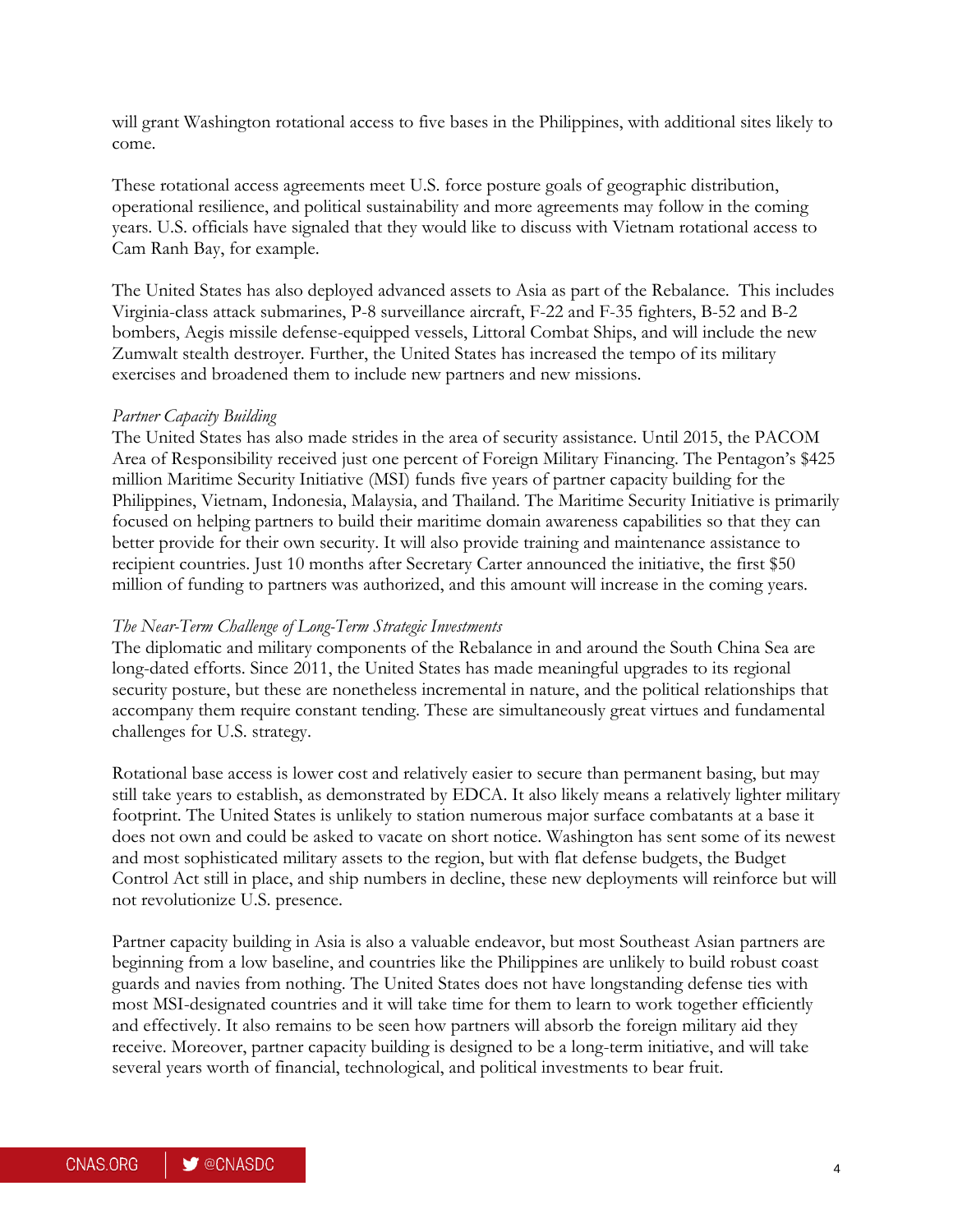will grant Washington rotational access to five bases in the Philippines, with additional sites likely to come.

These rotational access agreements meet U.S. force posture goals of geographic distribution, operational resilience, and political sustainability and more agreements may follow in the coming years. U.S. officials have signaled that they would like to discuss with Vietnam rotational access to Cam Ranh Bay, for example.

The United States has also deployed advanced assets to Asia as part of the Rebalance. This includes Virginia-class attack submarines, P-8 surveillance aircraft, F-22 and F-35 fighters, B-52 and B-2 bombers, Aegis missile defense-equipped vessels, Littoral Combat Ships, and will include the new Zumwalt stealth destroyer. Further, the United States has increased the tempo of its military exercises and broadened them to include new partners and new missions.

*Partner Capacity Building*

The United States has also made strides in the area of security assistance. Until 2015, the PACOM Area of Responsibility received just one percent of Foreign Military Financing. The Pentagon's $425 million Maritime Security Initiative (MSI) funds five years of partner capacity building for the Philippines, Vietnam, Indonesia, Malaysia, and Thailand. The Maritime Security Initiative is primarily focused on helping partners to build their maritime domain awareness capabilities so that they can better provide for their own security. It will also provide training and maintenance assistance to recipient countries. Just 10 months after Secretary Carter announced the initiative, the first $50 million of funding to partners was authorized, and this amount will increase in the coming years.

*The Near-Term Challenge of Long-Term Strategic Investments*

The diplomatic and military components of the Rebalance in and around the South China Sea are long-dated efforts. Since 2011, the United States has made meaningful upgrades to its regional security posture, but these are nonetheless incremental in nature, and the political relationships that accompany them require constant tending. These are simultaneously great virtues and fundamental challenges for U.S. strategy.

Rotational base access is lower cost and relatively easier to secure than permanent basing, but may still take years to establish, as demonstrated by EDCA. It also likely means a relatively lighter military footprint. The United States is unlikely to station numerous major surface combatants at a base it does not own and could be asked to vacate on short notice. Washington has sent some of its newest and most sophisticated military assets to the region, but with flat defense budgets, the Budget Control Act still in place, and ship numbers in decline, these new deployments will reinforce but will not revolutionize U.S. presence.

Partner capacity building in Asia is also a valuable endeavor, but most Southeast Asian partners are beginning from a low baseline, and countries like the Philippines are unlikely to build robust coast guards and navies from nothing. The United States does not have longstanding defense ties with most MSI-designated countries and it will take time for them to learn to work together efficiently and effectively. It also remains to be seen how partners will absorb the foreign military aid they receive. Moreover, partner capacity building is designed to be a long-term initiative, and will take several years worth of financial, technological, and political investments to bear fruit.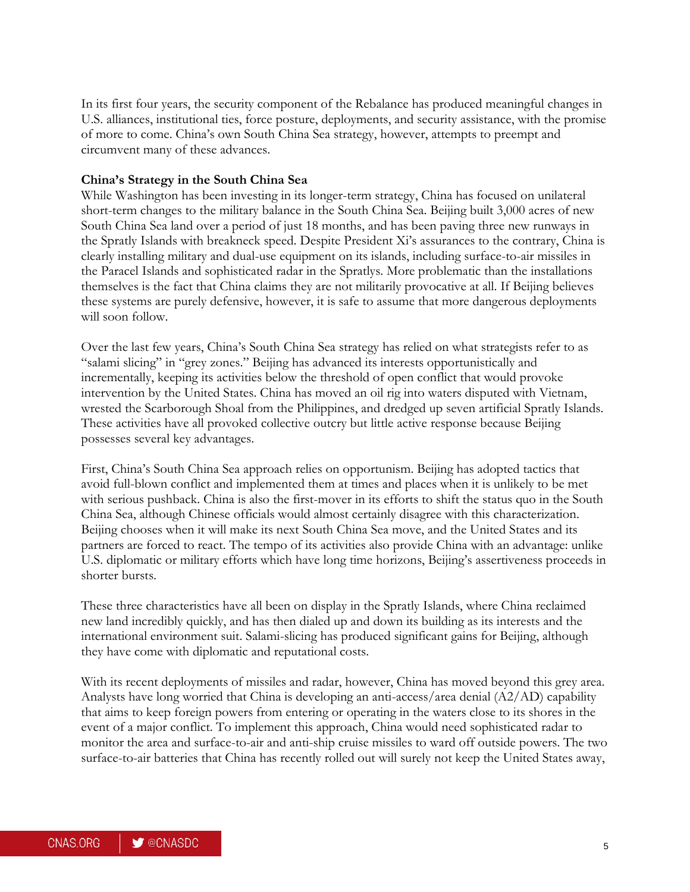In its first four years, the security component of the Rebalance has produced meaningful changes in U.S. alliances, institutional ties, force posture, deployments, and security assistance, with the promise of more to come. China's own South China Sea strategy, however, attempts to preempt and circumvent many of these advances.

**China's Strategy in the South China Sea**

While Washington has been investing in its longer-term strategy, China has focused on unilateral short-term changes to the military balance in the South China Sea. Beijing built 3,000 acres of new South China Sea land over a period of just 18 months, and has been paving three new runways in the Spratly Islands with breakneck speed. Despite President Xi's assurances to the contrary, China is clearly installing military and dual-use equipment on its islands, including surface-to-air missiles in the Paracel Islands and sophisticated radar in the Spratlys. More problematic than the installations themselves is the fact that China claims they are not militarily provocative at all. If Beijing believes these systems are purely defensive, however, it is safe to assume that more dangerous deployments will soon follow.

Over the last few years, China's South China Sea strategy has relied on what strategists refer to as "salami slicing" in "grey zones." Beijing has advanced its interests opportunistically and incrementally, keeping its activities below the threshold of open conflict that would provoke intervention by the United States. China has moved an oil rig into waters disputed with Vietnam, wrested the Scarborough Shoal from the Philippines, and dredged up seven artificial Spratly Islands. These activities have all provoked collective outcry but little active response because Beijing possesses several key advantages.

First, China's South China Sea approach relies on opportunism. Beijing has adopted tactics that avoid full-blown conflict and implemented them at times and places when it is unlikely to be met with serious pushback. China is also the first-mover in its efforts to shift the status quo in the South China Sea, although Chinese officials would almost certainly disagree with this characterization. Beijing chooses when it will make its next South China Sea move, and the United States and its partners are forced to react. The tempo of its activities also provide China with an advantage: unlike U.S. diplomatic or military efforts which have long time horizons, Beijing's assertiveness proceeds in shorter bursts.

These three characteristics have all been on display in the Spratly Islands, where China reclaimed new land incredibly quickly, and has then dialed up and down its building as its interests and the international environment suit. Salami-slicing has produced significant gains for Beijing, although they have come with diplomatic and reputational costs.

With its recent deployments of missiles and radar, however, China has moved beyond this grey area. Analysts have long worried that China is developing an anti-access/area denial (A2/AD) capability that aims to keep foreign powers from entering or operating in the waters close to its shores in the event of a major conflict. To implement this approach, China would need sophisticated radar to monitor the area and surface-to-air and anti-ship cruise missiles to ward off outside powers. The two surface-to-air batteries that China has recently rolled out will surely not keep the United States away,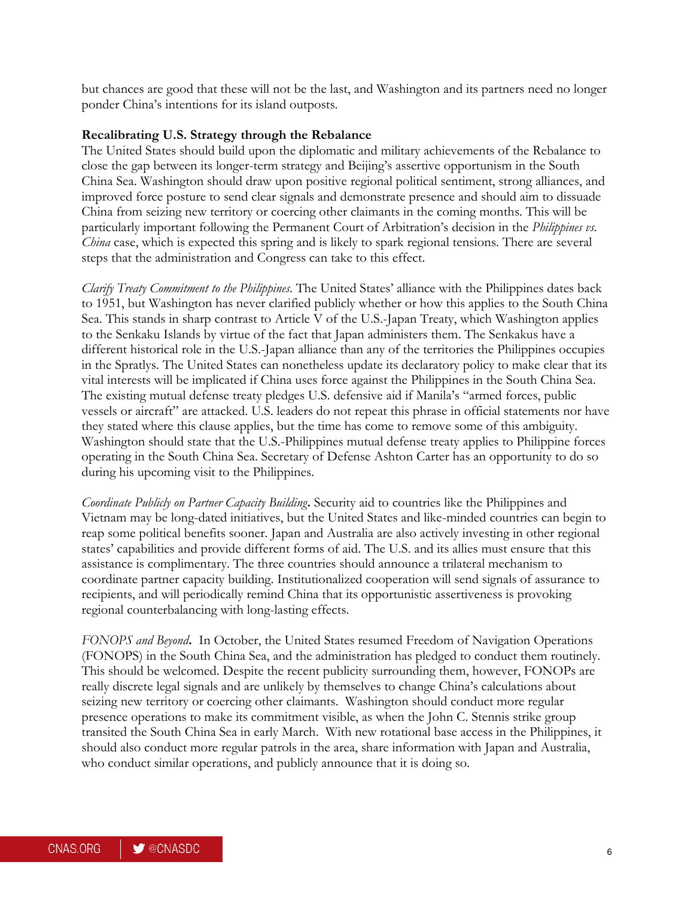but chances are good that these will not be the last, and Washington and its partners need no longer ponder China's intentions for its island outposts.

**Recalibrating U.S. Strategy through the Rebalance**

The United States should build upon the diplomatic and military achievements of the Rebalance to close the gap between its longer-term strategy and Beijing's assertive opportunism in the South China Sea. Washington should draw upon positive regional political sentiment, strong alliances, and improved force posture to send clear signals and demonstrate presence and should aim to dissuade China from seizing new territory or coercing other claimants in the coming months. This will be particularly important following the Permanent Court of Arbitration's decision in the *Philippines vs. China* case, which is expected this spring and is likely to spark regional tensions. There are several steps that the administration and Congress can take to this effect.

*Clarify Treaty Commitment to the Philippines*. The United States' alliance with the Philippines dates back to 1951, but Washington has never clarified publicly whether or how this applies to the South China Sea. This stands in sharp contrast to Article V of the U.S.-Japan Treaty, which Washington applies to the Senkaku Islands by virtue of the fact that Japan administers them. The Senkakus have a different historical role in the U.S.-Japan alliance than any of the territories the Philippines occupies in the Spratlys. The United States can nonetheless update its declaratory policy to make clear that its vital interests will be implicated if China uses force against the Philippines in the South China Sea. The existing mutual defense treaty pledges U.S. defensive aid if Manila's "armed forces, public vessels or aircraft" are attacked. U.S. leaders do not repeat this phrase in official statements nor have they stated where this clause applies, but the time has come to remove some of this ambiguity. Washington should state that the U.S.-Philippines mutual defense treaty applies to Philippine forces operating in the South China Sea. Secretary of Defense Ashton Carter has an opportunity to do so during his upcoming visit to the Philippines.

*Coordinate Publicly on Partner Capacity Building***.** Security aid to countries like the Philippines and Vietnam may be long-dated initiatives, but the United States and like-minded countries can begin to reap some political benefits sooner. Japan and Australia are also actively investing in other regional states' capabilities and provide different forms of aid. The U.S. and its allies must ensure that this assistance is complimentary. The three countries should announce a trilateral mechanism to coordinate partner capacity building. Institutionalized cooperation will send signals of assurance to recipients, and will periodically remind China that its opportunistic assertiveness is provoking regional counterbalancing with long-lasting effects.

*FONOPS and Beyond***.** In October, the United States resumed Freedom of Navigation Operations (FONOPS) in the South China Sea, and the administration has pledged to conduct them routinely. This should be welcomed. Despite the recent publicity surrounding them, however, FONOPs are really discrete legal signals and are unlikely by themselves to change China's calculations about seizing new territory or coercing other claimants. Washington should conduct more regular presence operations to make its commitment visible, as when the John C. Stennis strike group transited the South China Sea in early March. With new rotational base access in the Philippines, it should also conduct more regular patrols in the area, share information with Japan and Australia, who conduct similar operations, and publicly announce that it is doing so.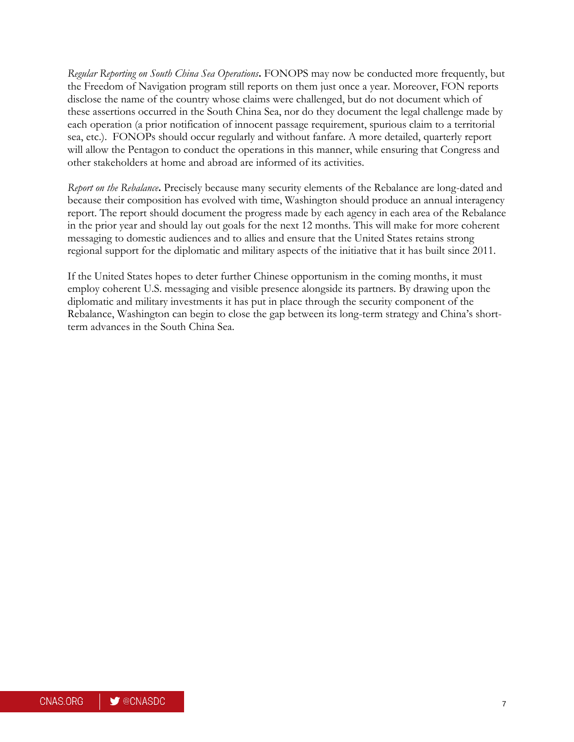*Regular Reporting on South China Sea Operations***.** FONOPS may now be conducted more frequently, but the Freedom of Navigation program still reports on them just once a year. Moreover, FON reports disclose the name of the country whose claims were challenged, but do not document which of these assertions occurred in the South China Sea, nor do they document the legal challenge made by each operation (a prior notification of innocent passage requirement, spurious claim to a territorial sea, etc.). FONOPs should occur regularly and without fanfare. A more detailed, quarterly report will allow the Pentagon to conduct the operations in this manner, while ensuring that Congress and other stakeholders at home and abroad are informed of its activities.

*Report on the Rebalance***.** Precisely because many security elements of the Rebalance are long-dated and because their composition has evolved with time, Washington should produce an annual interagency report. The report should document the progress made by each agency in each area of the Rebalance in the prior year and should lay out goals for the next 12 months. This will make for more coherent messaging to domestic audiences and to allies and ensure that the United States retains strong regional support for the diplomatic and military aspects of the initiative that it has built since 2011.

If the United States hopes to deter further Chinese opportunism in the coming months, it must employ coherent U.S. messaging and visible presence alongside its partners. By drawing upon the diplomatic and military investments it has put in place through the security component of the Rebalance, Washington can begin to close the gap between its long-term strategy and China's short-term advances in the South China Sea.